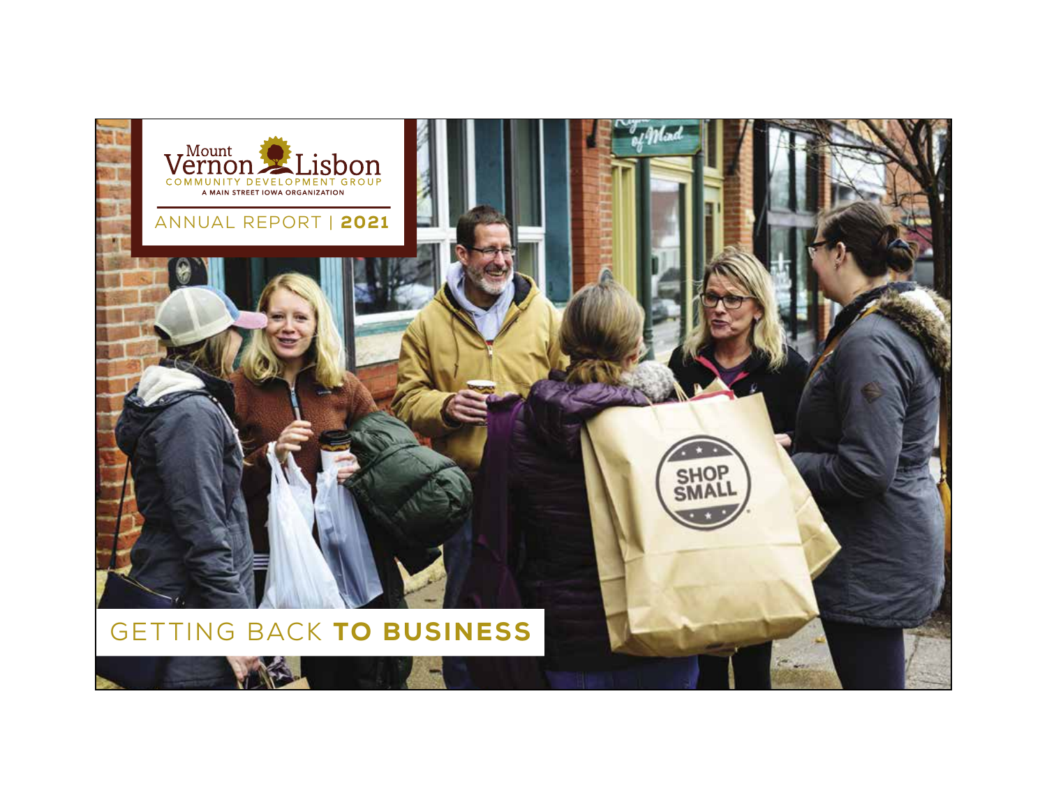Mount Vernon Lisbon

COMMUNITY DEVELOPMENT GROUP

A MAIN STREET IOWA ORGANIZATION

# ANNUAL REPORT | **2021**

## GETTING BACK **TO BUSINESS**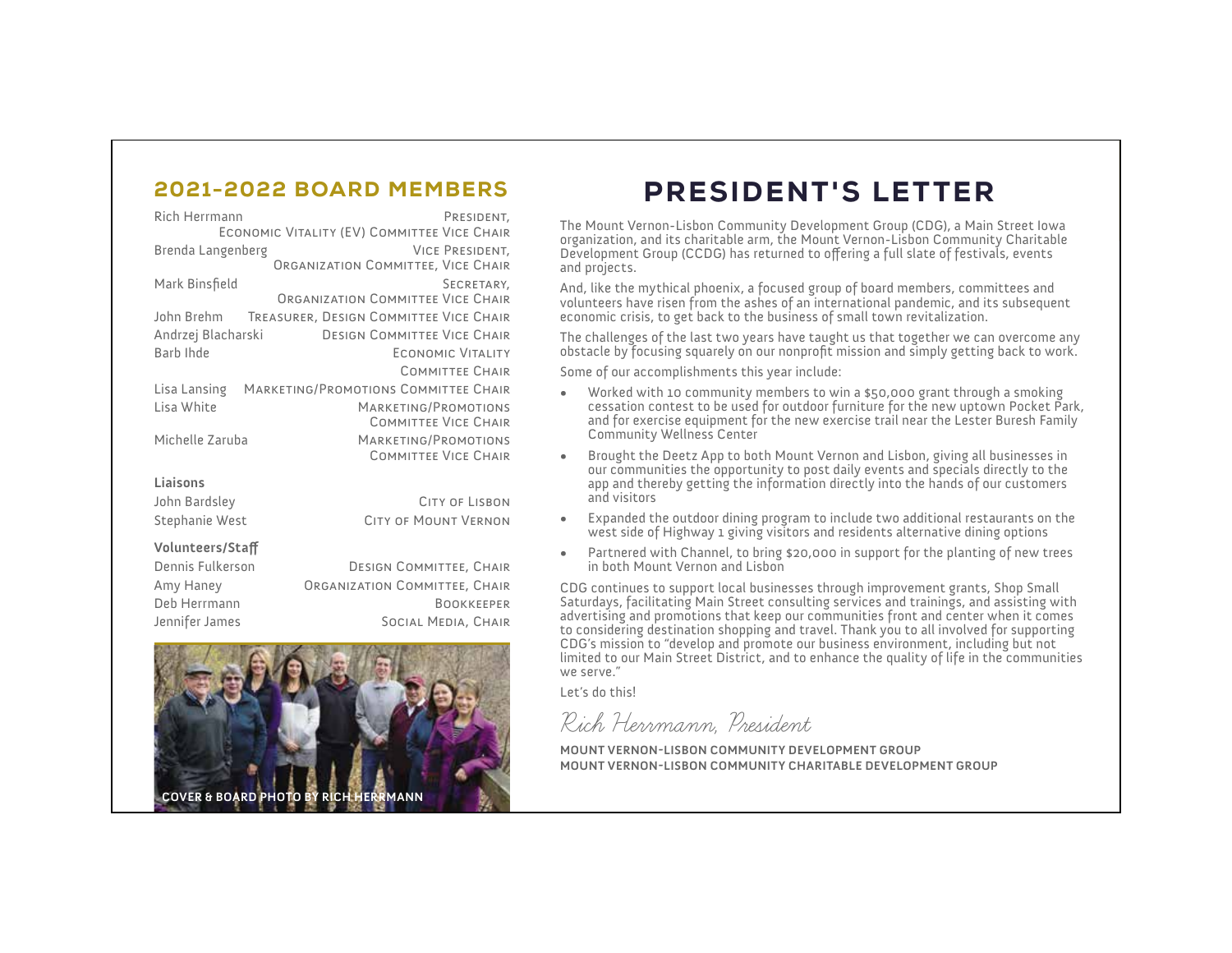## 2021-2022 BOARD MEMBERS

| | |
|---|---|
| Rich Herrmann | President, Economic Vitality (EV) Committee Vice Chair |
| Brenda Langenberg | Vice President, Organization Committee, Vice Chair |
| Mark Binsfield | Secretary, Organization Committee Vice Chair |
| John Brehm | Treasurer, Design Committee Vice Chair |
| Andrzej Blacharski | Design Committee Vice Chair |
| Barb Ihde | Economic Vitality Committee Chair |
| Lisa Lansing | Marketing/Promotions Committee Chair |
| Lisa White | Marketing/Promotions Committee Vice Chair |
| Michelle Zaruba | Marketing/Promotions Committee Vice Chair |

**Liaisons**

| | |
|---|---|
| John Bardsley | City of Lisbon |
| Stephanie West | City of Mount Vernon |

**Volunteers/Staff**

| | |
|---|---|
| Dennis Fulkerson | Design Committee, Chair |
| Amy Haney | Organization Committee, Chair |
| Deb Herrmann | Bookkeeper |
| Jennifer James | Social Media, Chair |

COVER & BOARD PHOTO BY RICH HERRMANN

# PRESIDENT'S LETTER

The Mount Vernon-Lisbon Community Development Group (CDG), a Main Street Iowa organization, and its charitable arm, the Mount Vernon-Lisbon Community Charitable Development Group (CCDG) has returned to offering a full slate of festivals, events and projects.

And, like the mythical phoenix, a focused group of board members, committees and volunteers have risen from the ashes of an international pandemic, and its subsequent economic crisis, to get back to the business of small town revitalization.

The challenges of the last two years have taught us that together we can overcome any obstacle by focusing squarely on our nonprofit mission and simply getting back to work.

Some of our accomplishments this year include:

- Worked with 10 community members to win a $50,000 grant through a smoking cessation contest to be used for outdoor furniture for the new uptown Pocket Park, and for exercise equipment for the new exercise trail near the Lester Buresh Family Community Wellness Center
- Brought the Deetz App to both Mount Vernon and Lisbon, giving all businesses in our communities the opportunity to post daily events and specials directly to the app and thereby getting the information directly into the hands of our customers and visitors
- Expanded the outdoor dining program to include two additional restaurants on the west side of Highway 1 giving visitors and residents alternative dining options
- Partnered with Channel, to bring $20,000 in support for the planting of new trees in both Mount Vernon and Lisbon

CDG continues to support local businesses through improvement grants, Shop Small Saturdays, facilitating Main Street consulting services and trainings, and assisting with advertising and promotions that keep our communities front and center when it comes to considering destination shopping and travel. Thank you to all involved for supporting CDG's mission to "develop and promote our business environment, including but not limited to our Main Street District, and to enhance the quality of life in the communities we serve."

Let's do this!

*Rich Herrmann, President*

MOUNT VERNON-LISBON COMMUNITY DEVELOPMENT GROUP
MOUNT VERNON-LISBON COMMUNITY CHARITABLE DEVELOPMENT GROUP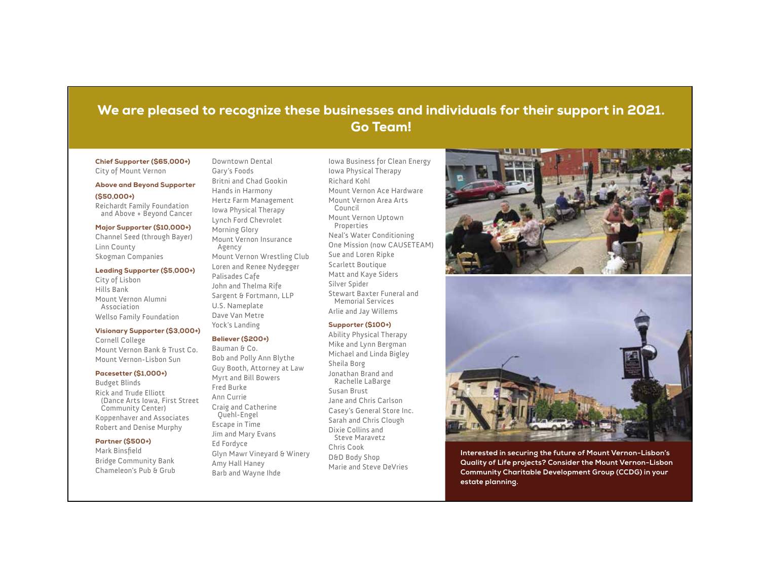## We are pleased to recognize these businesses and individuals for their support in 2021. Go Team!

**Chief Supporter ($65,000+)**
City of Mount Vernon

**Above and Beyond Supporter ($50,000+)**
Reichardt Family Foundation and Above + Beyond Cancer

**Major Supporter ($10,000+)**
Channel Seed (through Bayer)
Linn County
Skogman Companies

**Leading Supporter ($5,000+)**
City of Lisbon
Hills Bank
Mount Vernon Alumni Association
Wellso Family Foundation

**Visionary Supporter ($3,000+)**
Cornell College
Mount Vernon Bank & Trust Co.
Mount Vernon-Lisbon Sun

**Pacesetter ($1,000+)**
Budget Blinds
Rick and Trude Elliott (Dance Arts Iowa, First Street Community Center)
Koppenhaver and Associates
Robert and Denise Murphy

**Partner ($500+)**
Mark Binsfield
Bridge Community Bank
Chameleon's Pub & Grub
Downtown Dental
Gary's Foods
Britni and Chad Gookin
Hands in Harmony
Hertz Farm Management
Iowa Physical Therapy
Lynch Ford Chevrolet
Morning Glory
Mount Vernon Insurance Agency
Mount Vernon Wrestling Club
Loren and Renee Nydegger
Palisades Cafe
John and Thelma Rife
Sargent & Fortmann, LLP
U.S. Nameplate
Dave Van Metre
Yock's Landing

**Believer ($200+)**
Bauman & Co.
Bob and Polly Ann Blythe
Guy Booth, Attorney at Law
Myrt and Bill Bowers
Fred Burke
Ann Currie
Craig and Catherine Quehl-Engel
Escape in Time
Jim and Mary Evans
Ed Fordyce
Glyn Mawr Vineyard & Winery
Amy Hall Haney
Barb and Wayne Ihde
Iowa Business for Clean Energy
Iowa Physical Therapy
Richard Kohl
Mount Vernon Ace Hardware
Mount Vernon Area Arts Council
Mount Vernon Uptown Properties
Neal's Water Conditioning
One Mission (now CAUSETEAM)
Sue and Loren Ripke
Scarlett Boutique
Matt and Kaye Siders
Silver Spider
Stewart Baxter Funeral and Memorial Services
Arlie and Jay Willems

**Supporter ($100+)**
Ability Physical Therapy
Mike and Lynn Bergman
Michael and Linda Bigley
Sheila Borg
Jonathan Brand and Rachelle LaBarge
Susan Brust
Jane and Chris Carlson
Casey's General Store Inc.
Sarah and Chris Clough
Dixie Collins and Steve Maravetz
Chris Cook
D&D Body Shop
Marie and Steve DeVries

**Interested in securing the future of Mount Vernon-Lisbon's Quality of Life projects? Consider the Mount Vernon-Lisbon Community Charitable Development Group (CCDG) in your estate planning.**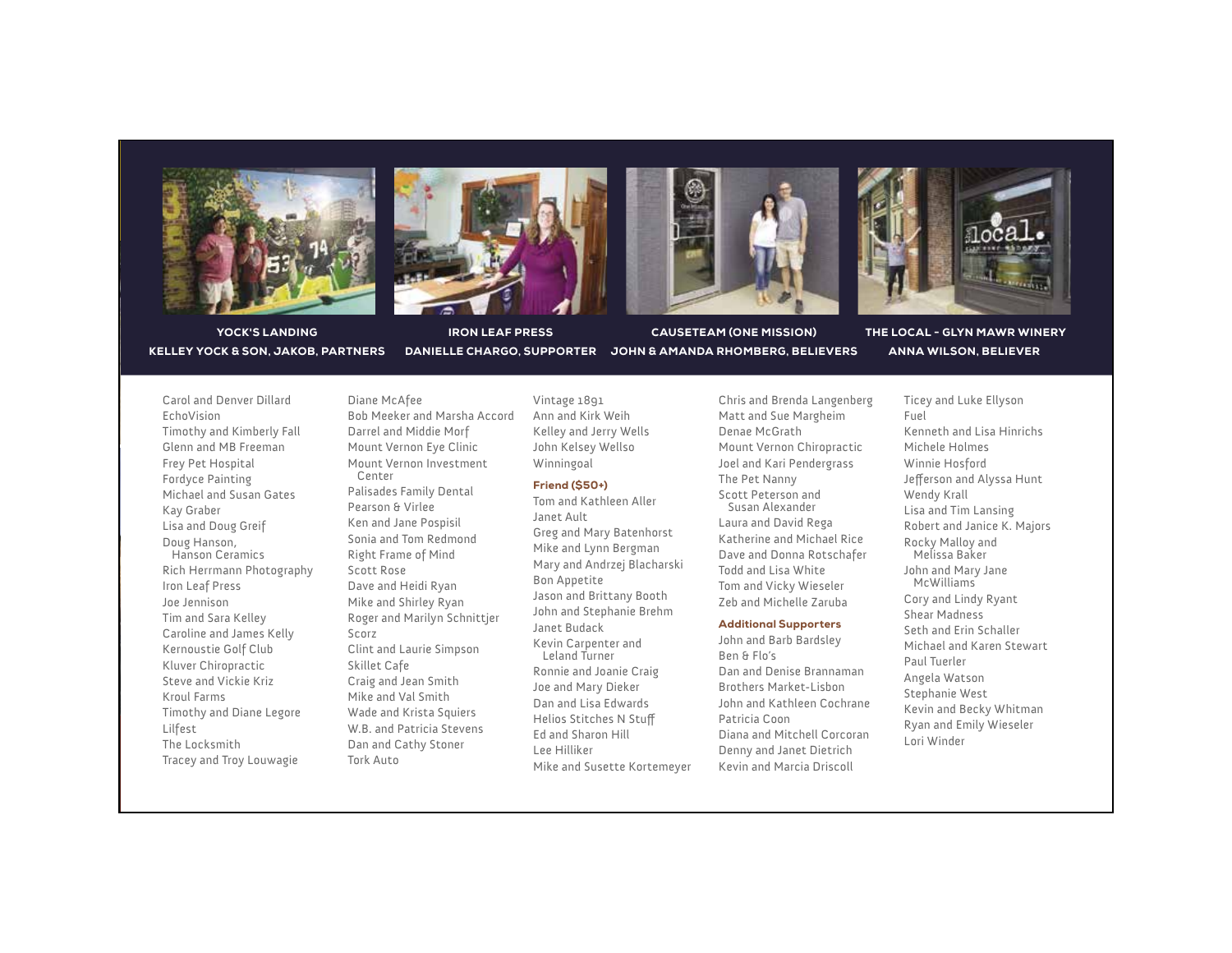**YOCK'S LANDING**
**KELLEY YOCK & SON, JAKOB, PARTNERS**

**IRON LEAF PRESS**
**DANIELLE CHARGO, SUPPORTER**

**CAUSETEAM (ONE MISSION)**
**JOHN & AMANDA RHOMBERG, BELIEVERS**

**THE LOCAL - GLYN MAWR WINERY**
**ANNA WILSON, BELIEVER**

Carol and Denver Dillard
EchoVision
Timothy and Kimberly Fall
Glenn and MB Freeman
Frey Pet Hospital
Fordyce Painting
Michael and Susan Gates
Kay Graber
Lisa and Doug Greif
Doug Hanson, Hanson Ceramics
Rich Herrmann Photography
Iron Leaf Press
Joe Jennison
Tim and Sara Kelley
Caroline and James Kelly
Kernoustie Golf Club
Kluver Chiropractic
Steve and Vickie Kriz
Kroul Farms
Timothy and Diane Legore
Lilfest
The Locksmith
Tracey and Troy Louwagie
Diane McAfee
Bob Meeker and Marsha Accord
Darrel and Middie Morf
Mount Vernon Eye Clinic
Mount Vernon Investment Center
Palisades Family Dental
Pearson & Virlee
Ken and Jane Pospisil
Sonia and Tom Redmond
Right Frame of Mind
Scott Rose
Dave and Heidi Ryan
Mike and Shirley Ryan
Roger and Marilyn Schnittjer
Scorz
Clint and Laurie Simpson
Skillet Cafe
Craig and Jean Smith
Mike and Val Smith
Wade and Krista Squiers
W.B. and Patricia Stevens
Dan and Cathy Stoner
Tork Auto
Vintage 1891
Ann and Kirk Weih
Kelley and Jerry Wells
John Kelsey Wellso
Winningoal

**Friend ($50+)**

Tom and Kathleen Aller
Janet Ault
Greg and Mary Batenhorst
Mike and Lynn Bergman
Mary and Andrzej Blacharski
Bon Appetite
Jason and Brittany Booth
John and Stephanie Brehm
Janet Budack
Kevin Carpenter and Leland Turner
Ronnie and Joanie Craig
Joe and Mary Dieker
Dan and Lisa Edwards
Helios Stitches N Stuff
Ed and Sharon Hill
Lee Hilliker
Mike and Susette Kortemeyer
Chris and Brenda Langenberg
Matt and Sue Margheim
Denae McGrath
Mount Vernon Chiropractic
Joel and Kari Pendergrass
The Pet Nanny
Scott Peterson and Susan Alexander
Laura and David Rega
Katherine and Michael Rice
Dave and Donna Rotschafer
Todd and Lisa White
Tom and Vicky Wieseler
Zeb and Michelle Zaruba

**Additional Supporters**

John and Barb Bardsley
Ben & Flo's
Dan and Denise Brannaman
Brothers Market-Lisbon
John and Kathleen Cochrane
Patricia Coon
Diana and Mitchell Corcoran
Denny and Janet Dietrich
Kevin and Marcia Driscoll
Ticey and Luke Ellyson
Fuel
Kenneth and Lisa Hinrichs
Michele Holmes
Winnie Hosford
Jefferson and Alyssa Hunt
Wendy Krall
Lisa and Tim Lansing
Robert and Janice K. Majors
Rocky Malloy and Melissa Baker
John and Mary Jane McWilliams
Cory and Lindy Ryant
Shear Madness
Seth and Erin Schaller
Michael and Karen Stewart
Paul Tuerler
Angela Watson
Stephanie West
Kevin and Becky Whitman
Ryan and Emily Wieseler
Lori Winder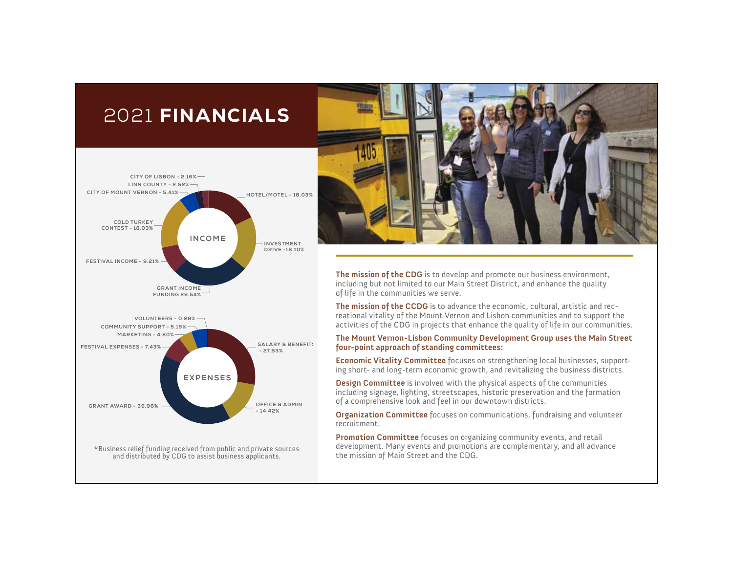# 2021 **FINANCIALS**

**INCOME**

- HOTEL/MOTEL - 18.03%
- INVESTMENT DRIVE -18.10%
- GRANT INCOME FUNDING 26.54%
- FESTIVAL INCOME - 9.21%
- COLD TURKEY CONTEST - 18.03%
- CITY OF MOUNT VERNON - 5.41%
- LINN COUNTY - 2.52%
- CITY OF LISBON - 2.16%

**EXPENSES**

- SALARY & BENEFITS - 27.93%
- OFFICE & ADMIN - 14.42%
- GRANT AWARD - 39.96%
- FESTIVAL EXPENSES - 7.43%
- MARKETING - 4.80%
- COMMUNITY SUPPORT - 5.19%
- VOLUNTEERS - 0.26%

*Business relief funding received from public and private sources and distributed by CDG to assist business applicants.

**The mission of the CDG** is to develop and promote our business environment, including but not limited to our Main Street District, and enhance the quality of life in the communities we serve.

**The mission of the CCDG** is to advance the economic, cultural, artistic and recreational vitality of the Mount Vernon and Lisbon communities and to support the activities of the CDG in projects that enhance the quality of life in our communities.

**The Mount Vernon-Lisbon Community Development Group uses the Main Street four-point approach of standing committees:**

**Economic Vitality Committee** focuses on strengthening local businesses, supporting short- and long-term economic growth, and revitalizing the business districts.

**Design Committee** is involved with the physical aspects of the communities including signage, lighting, streetscapes, historic preservation and the formation of a comprehensive look and feel in our downtown districts.

**Organization Committee** focuses on communications, fundraising and volunteer recruitment.

**Promotion Committee** focuses on organizing community events, and retail development. Many events and promotions are complementary, and all advance the mission of Main Street and the CDG.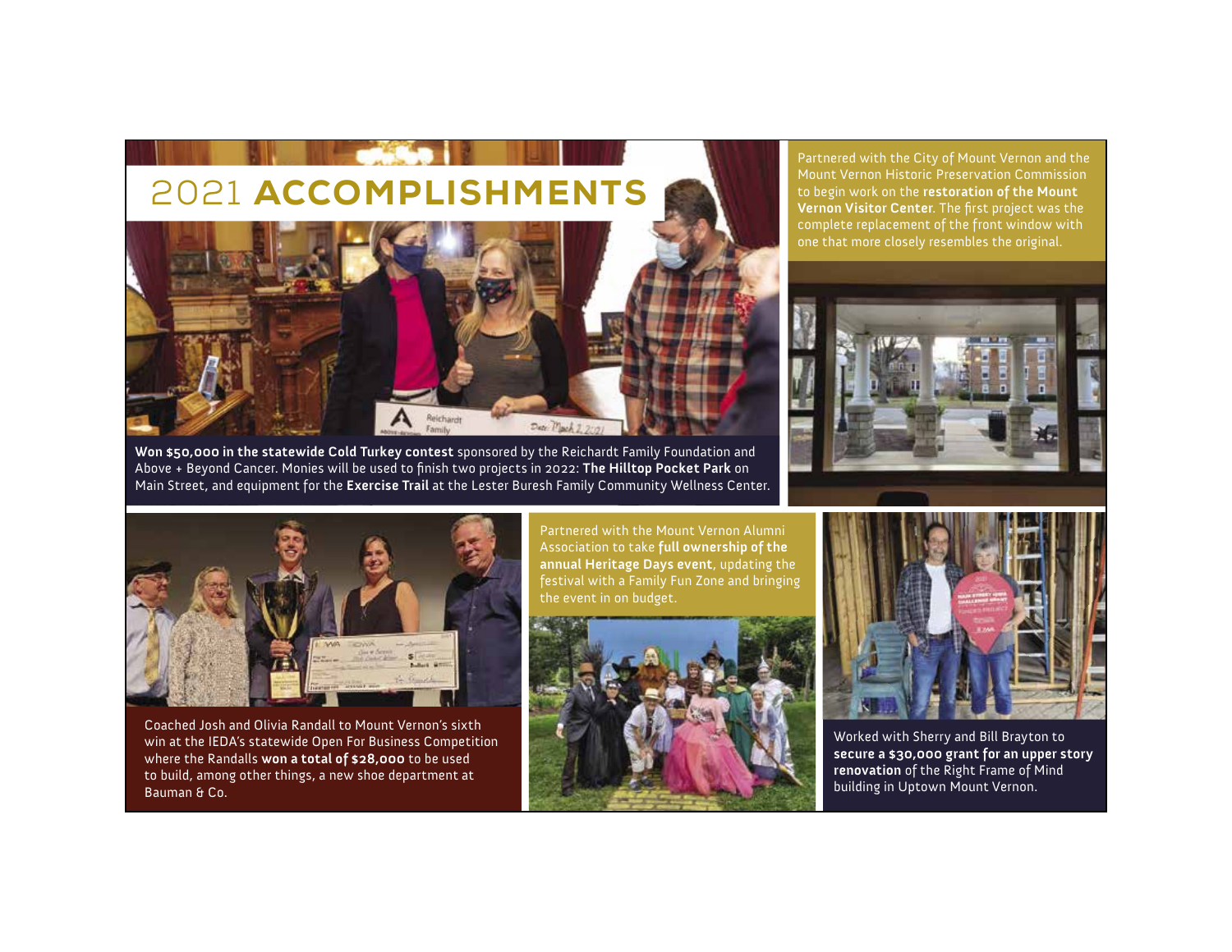# 2021 **ACCOMPLISHMENTS**

**Won $50,000 in the statewide Cold Turkey contest** sponsored by the Reichardt Family Foundation and Above + Beyond Cancer. Monies will be used to finish two projects in 2022: **The Hilltop Pocket Park** on Main Street, and equipment for the **Exercise Trail** at the Lester Buresh Family Community Wellness Center.

Partnered with the City of Mount Vernon and the Mount Vernon Historic Preservation Commission to begin work on the **restoration of the Mount Vernon Visitor Center**. The first project was the complete replacement of the front window with one that more closely resembles the original.

Coached Josh and Olivia Randall to Mount Vernon's sixth win at the IEDA's statewide Open For Business Competition where the Randalls **won a total of $28,000** to be used to build, among other things, a new shoe department at Bauman & Co.

Partnered with the Mount Vernon Alumni Association to take **full ownership of the annual Heritage Days event**, updating the festival with a Family Fun Zone and bringing the event in on budget.

Worked with Sherry and Bill Brayton to **secure a $30,000 grant for an upper story renovation** of the Right Frame of Mind building in Uptown Mount Vernon.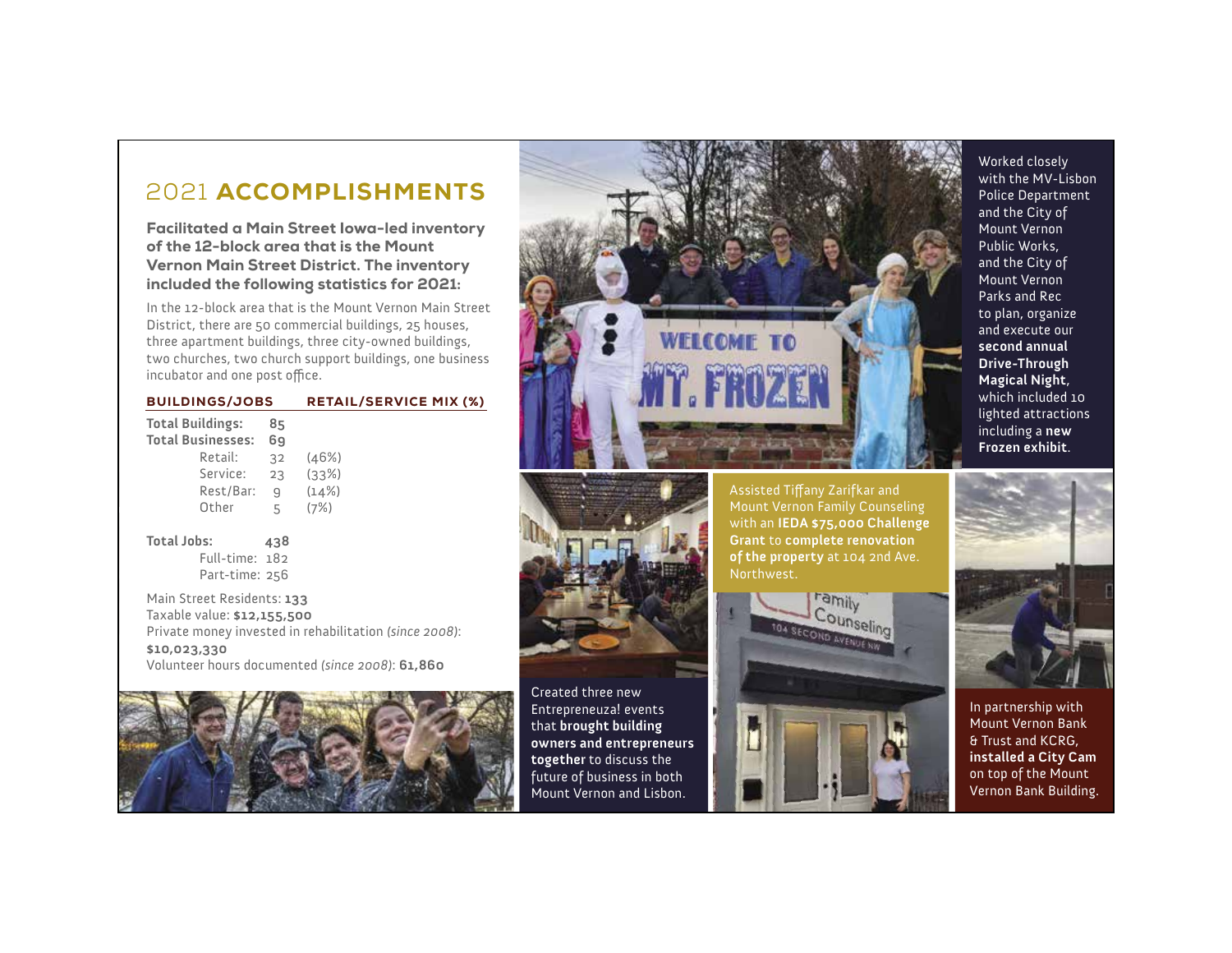# 2021 **ACCOMPLISHMENTS**

**Facilitated a Main Street Iowa-led inventory of the 12-block area that is the Mount Vernon Main Street District. The inventory included the following statistics for 2021:**

In the 12-block area that is the Mount Vernon Main Street District, there are 50 commercial buildings, 25 houses, three apartment buildings, three city-owned buildings, two churches, two church support buildings, one business incubator and one post office.

| **BUILDINGS/JOBS** | | **RETAIL/SERVICE MIX (%)** |
|---|---|---|
| **Total Buildings:** | **85** | |
| **Total Businesses:** | **69** | |
| Retail: | 32 | (46%) |
| Service: | 23 | (33%) |
| Rest/Bar: | 9 | (14%) |
| Other | 5 | (7%) |

**Total Jobs:** **438**
Full-time: 182
Part-time: 256

Main Street Residents: **133**
Taxable value: **$12,155,500**
Private money invested in rehabilitation (*since 2008*): **$10,023,330**
Volunteer hours documented (*since 2008*): **61,860**

Worked closely with the MV-Lisbon Police Department and the City of Mount Vernon Public Works, and the City of Mount Vernon Parks and Rec to plan, organize and execute our **second annual Drive-Through Magical Night**, which included 10 lighted attractions including a **new Frozen exhibit**.

Created three new Entrepreneuza! events that **brought building owners and entrepreneurs together** to discuss the future of business in both Mount Vernon and Lisbon.

Assisted Tiffany Zarifkar and Mount Vernon Family Counseling with an **IEDA $75,000 Challenge Grant** to **complete renovation of the property** at 104 2nd Ave. Northwest.

In partnership with Mount Vernon Bank & Trust and KCRG, **installed a City Cam** on top of the Mount Vernon Bank Building.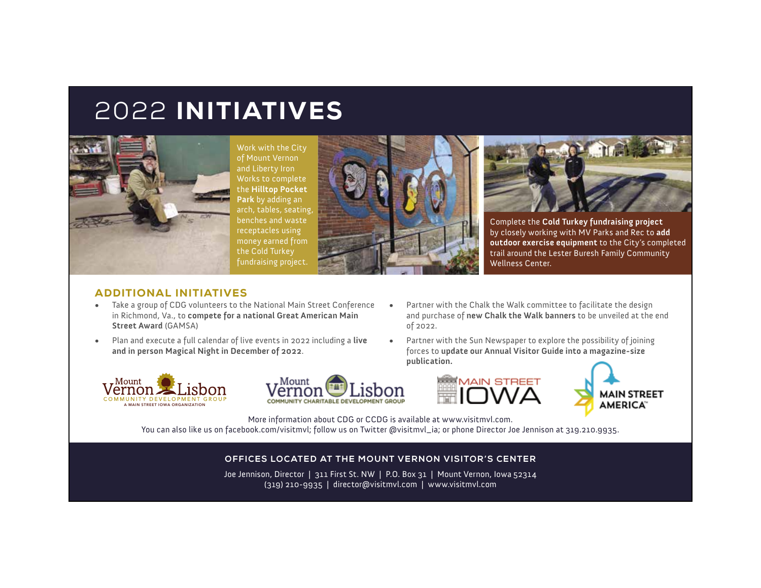# 2022 **INITIATIVES**

Work with the City of Mount Vernon and Liberty Iron Works to complete the **Hilltop Pocket Park** by adding an arch, tables, seating, benches and waste receptacles using money earned from the Cold Turkey fundraising project.

Complete the **Cold Turkey fundraising project** by closely working with MV Parks and Rec to **add outdoor exercise equipment** to the City's completed trail around the Lester Buresh Family Community Wellness Center.

## ADDITIONAL INITIATIVES

- Take a group of CDG volunteers to the National Main Street Conference in Richmond, Va., to **compete for a national Great American Main Street Award** (GAMSA)
- Plan and execute a full calendar of live events in 2022 including a **live and in person Magical Night in December of 2022**.
- Partner with the Chalk the Walk committee to facilitate the design and purchase of **new Chalk the Walk banners** to be unveiled at the end of 2022.
- Partner with the Sun Newspaper to explore the possibility of joining forces to **update our Annual Visitor Guide into a magazine-size publication.**

Mount Vernon Lisbon Community Development Group — A Main Street Iowa Organization

Mount Vernon Lisbon Community Charitable Development Group

Main Street Iowa

Main Street America

More information about CDG or CCDG is available at www.visitmvl.com.
You can also like us on facebook.com/visitmvl; follow us on Twitter @visitmvl_ia; or phone Director Joe Jennison at 319.210.9935.

**OFFICES LOCATED AT THE MOUNT VERNON VISITOR'S CENTER**

Joe Jennison, Director | 311 First St. NW | P.O. Box 31 | Mount Vernon, Iowa 52314
(319) 210-9935 | director@visitmvl.com | www.visitmvl.com